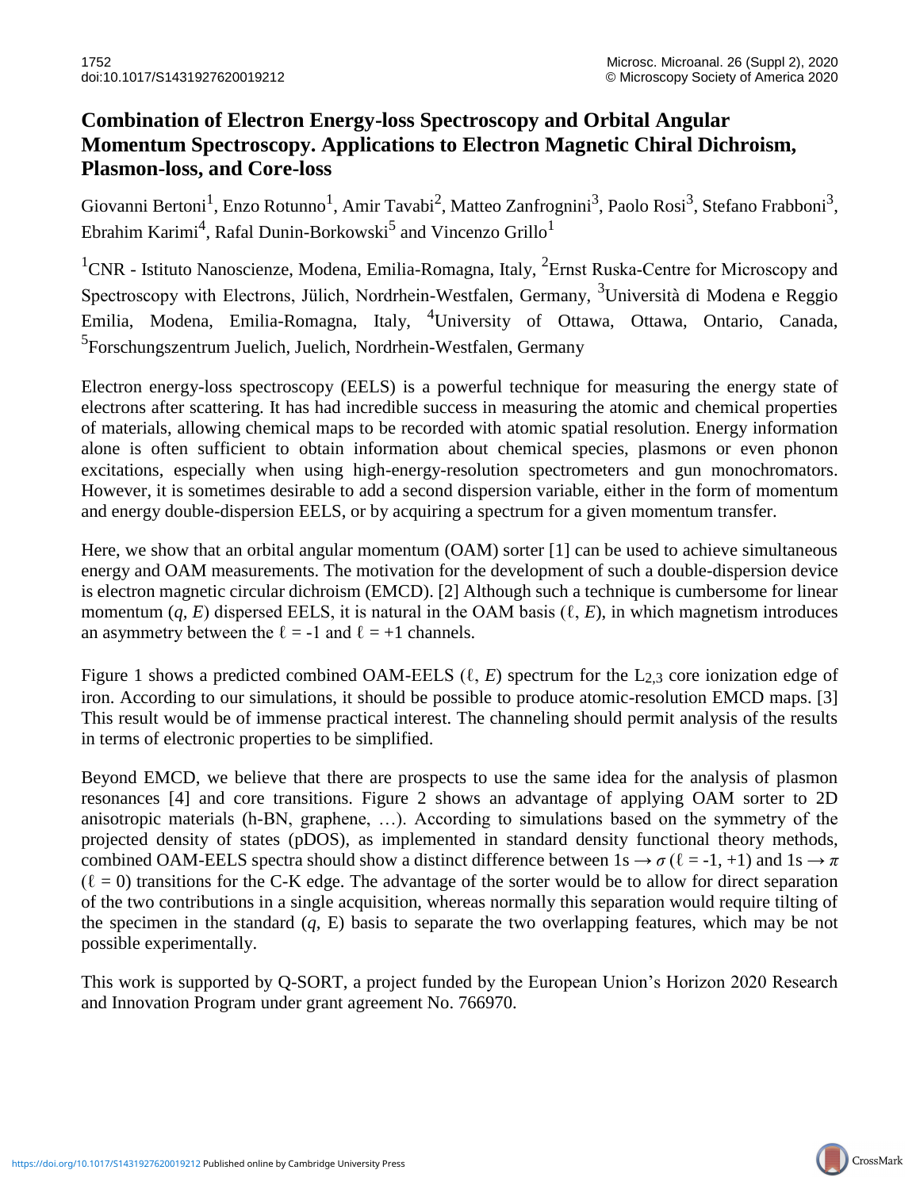# Combination of Electron Energy-loss Spectroscopy and Orbital Angular Momentum Spectroscopy. Applications to Electron Magnetic Chiral Dichroism, Plasmon-loss, and Core-loss

Giovanni Bertoni[1], Enzo Rotunno[1], Amir Tavabi[2], Matteo Zanfrognini[3], Paolo Rosi[3], Stefano Frabboni[3], Ebrahim Karimi[4], Rafal Dunin-Borkowski[5] and Vincenzo Grillo[1]

[1]CNR - Istituto Nanoscienze, Modena, Emilia-Romagna, Italy, [2]Ernst Ruska-Centre for Microscopy and Spectroscopy with Electrons, Jülich, Nordrhein-Westfalen, Germany, [3]Università di Modena e Reggio Emilia, Modena, Emilia-Romagna, Italy, [4]University of Ottawa, Ottawa, Ontario, Canada, [5]Forschungszentrum Juelich, Juelich, Nordrhein-Westfalen, Germany

Electron energy-loss spectroscopy (EELS) is a powerful technique for measuring the energy state of electrons after scattering. It has had incredible success in measuring the atomic and chemical properties of materials, allowing chemical maps to be recorded with atomic spatial resolution. Energy information alone is often sufficient to obtain information about chemical species, plasmons or even phonon excitations, especially when using high-energy-resolution spectrometers and gun monochromators. However, it is sometimes desirable to add a second dispersion variable, either in the form of momentum and energy double-dispersion EELS, or by acquiring a spectrum for a given momentum transfer.

Here, we show that an orbital angular momentum (OAM) sorter [1] can be used to achieve simultaneous energy and OAM measurements. The motivation for the development of such a double-dispersion device is electron magnetic circular dichroism (EMCD). [2] Although such a technique is cumbersome for linear momentum ($q$, $E$) dispersed EELS, it is natural in the OAM basis ($\ell$, $E$), in which magnetism introduces an asymmetry between the $\ell = -1$ and $\ell = +1$ channels.

Figure 1 shows a predicted combined OAM-EELS ($\ell$, $E$) spectrum for the $L_{2,3}$ core ionization edge of iron. According to our simulations, it should be possible to produce atomic-resolution EMCD maps. [3] This result would be of immense practical interest. The channeling should permit analysis of the results in terms of electronic properties to be simplified.

Beyond EMCD, we believe that there are prospects to use the same idea for the analysis of plasmon resonances [4] and core transitions. Figure 2 shows an advantage of applying OAM sorter to 2D anisotropic materials (h-BN, graphene, …). According to simulations based on the symmetry of the projected density of states (pDOS), as implemented in standard density functional theory methods, combined OAM-EELS spectra should show a distinct difference between $1s \rightarrow \sigma$ ($\ell = -1, +1$) and $1s \rightarrow \pi$ ($\ell = 0$) transitions for the C-K edge. The advantage of the sorter would be to allow for direct separation of the two contributions in a single acquisition, whereas normally this separation would require tilting of the specimen in the standard ($q$, E) basis to separate the two overlapping features, which may be not possible experimentally.

This work is supported by Q-SORT, a project funded by the European Union's Horizon 2020 Research and Innovation Program under grant agreement No. 766970.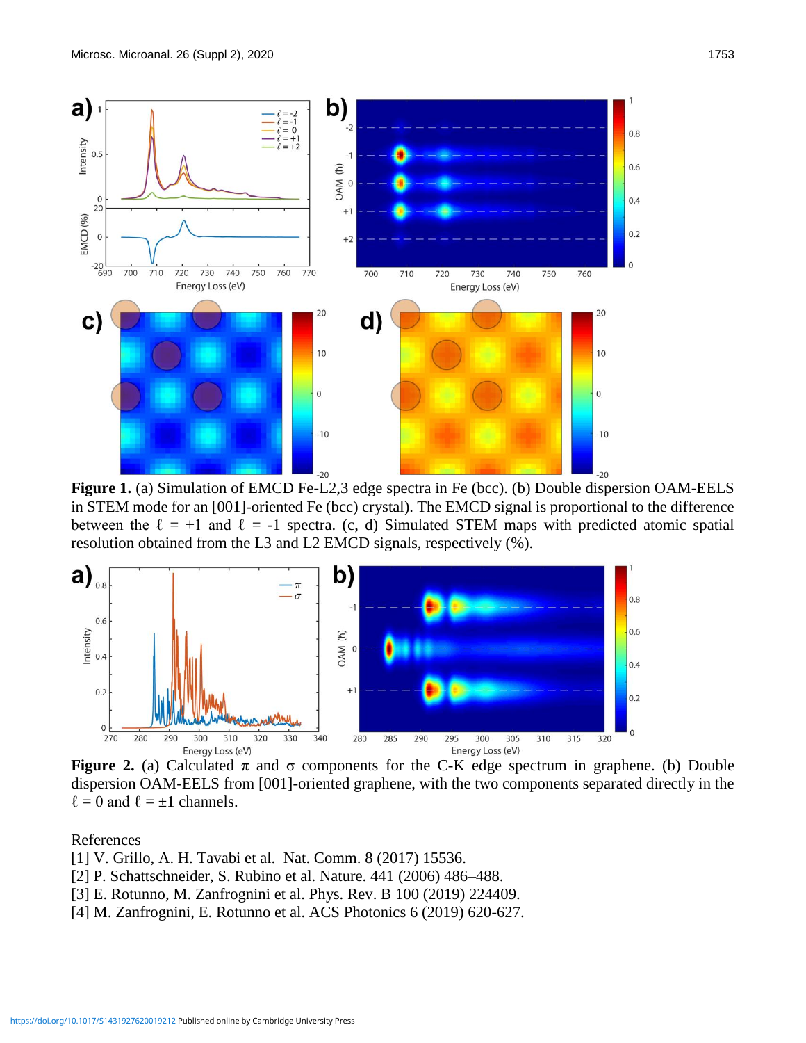**Figure 1.** (a) Simulation of EMCD Fe-L2,3 edge spectra in Fe (bcc). (b) Double dispersion OAM-EELS in STEM mode for an [001]-oriented Fe (bcc) crystal). The EMCD signal is proportional to the difference between the $\ell$ = +1 and $\ell$ = -1 spectra. (c, d) Simulated STEM maps with predicted atomic spatial resolution obtained from the L3 and L2 EMCD signals, respectively (%).

**Figure 2.** (a) Calculated $\pi$ and $\sigma$ components for the C-K edge spectrum in graphene. (b) Double dispersion OAM-EELS from [001]-oriented graphene, with the two components separated directly in the $\ell$ = 0 and $\ell$ = ±1 channels.

References

[1] V. Grillo, A. H. Tavabi et al. Nat. Comm. 8 (2017) 15536.

[2] P. Schattschneider, S. Rubino et al. Nature. 441 (2006) 486–488.

[3] E. Rotunno, M. Zanfrognini et al. Phys. Rev. B 100 (2019) 224409.

[4] M. Zanfrognini, E. Rotunno et al. ACS Photonics 6 (2019) 620-627.